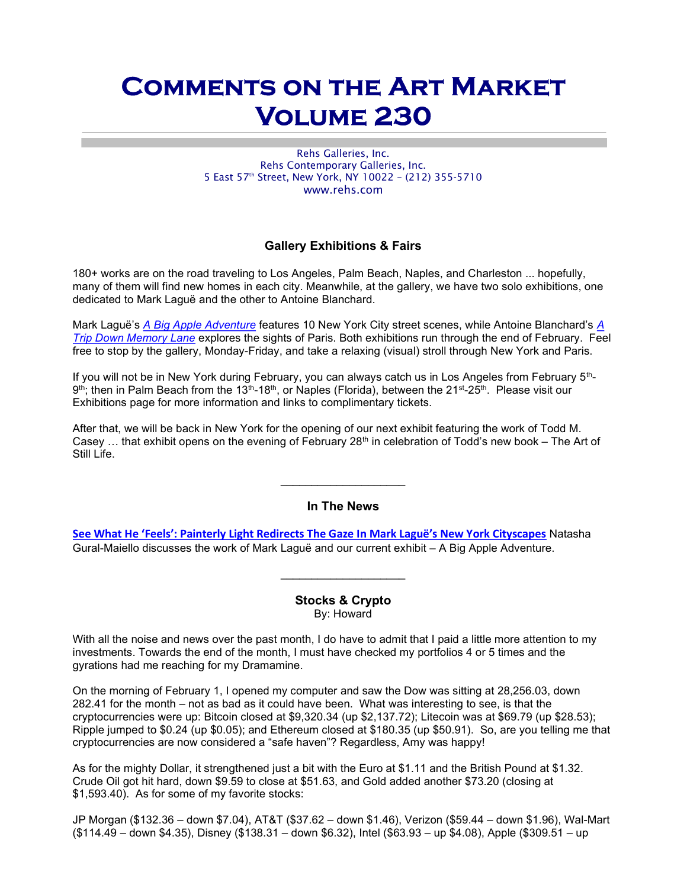# Comments on the Art Market Volume 230

Rehs Galleries, Inc.
Rehs Contemporary Galleries, Inc.
5 East 57th Street, New York, NY 10022 – (212) 355-5710
www.rehs.com

### Gallery Exhibitions & Fairs

180+ works are on the road traveling to Los Angeles, Palm Beach, Naples, and Charleston ... hopefully, many of them will find new homes in each city. Meanwhile, at the gallery, we have two solo exhibitions, one dedicated to Mark Laguë and the other to Antoine Blanchard.

Mark Laguë's *A Big Apple Adventure* features 10 New York City street scenes, while Antoine Blanchard's *A Trip Down Memory Lane* explores the sights of Paris. Both exhibitions run through the end of February. Feel free to stop by the gallery, Monday-Friday, and take a relaxing (visual) stroll through New York and Paris.

If you will not be in New York during February, you can always catch us in Los Angeles from February 5th-9th; then in Palm Beach from the 13th-18th, or Naples (Florida), between the 21st-25th. Please visit our Exhibitions page for more information and links to complimentary tickets.

After that, we will be back in New York for the opening of our next exhibit featuring the work of Todd M. Casey … that exhibit opens on the evening of February 28th in celebration of Todd's new book – The Art of Still Life.

---

### In The News

**See What He 'Feels': Painterly Light Redirects The Gaze In Mark Laguë's New York Cityscapes** Natasha Gural-Maiello discusses the work of Mark Laguë and our current exhibit – A Big Apple Adventure.

---

### Stocks & Crypto

By: Howard

With all the noise and news over the past month, I do have to admit that I paid a little more attention to my investments. Towards the end of the month, I must have checked my portfolios 4 or 5 times and the gyrations had me reaching for my Dramamine.

On the morning of February 1, I opened my computer and saw the Dow was sitting at 28,256.03, down 282.41 for the month – not as bad as it could have been. What was interesting to see, is that the cryptocurrencies were up: Bitcoin closed at $9,320.34 (up $2,137.72); Litecoin was at $69.79 (up $28.53); Ripple jumped to $0.24 (up $0.05); and Ethereum closed at $180.35 (up $50.91). So, are you telling me that cryptocurrencies are now considered a "safe haven"? Regardless, Amy was happy!

As for the mighty Dollar, it strengthened just a bit with the Euro at $1.11 and the British Pound at $1.32. Crude Oil got hit hard, down $9.59 to close at $51.63, and Gold added another $73.20 (closing at $1,593.40). As for some of my favorite stocks:

JP Morgan ($132.36 – down $7.04), AT&T ($37.62 – down $1.46), Verizon ($59.44 – down $1.96), Wal-Mart ($114.49 – down $4.35), Disney ($138.31 – down $6.32), Intel ($63.93 – up $4.08), Apple ($309.51 – up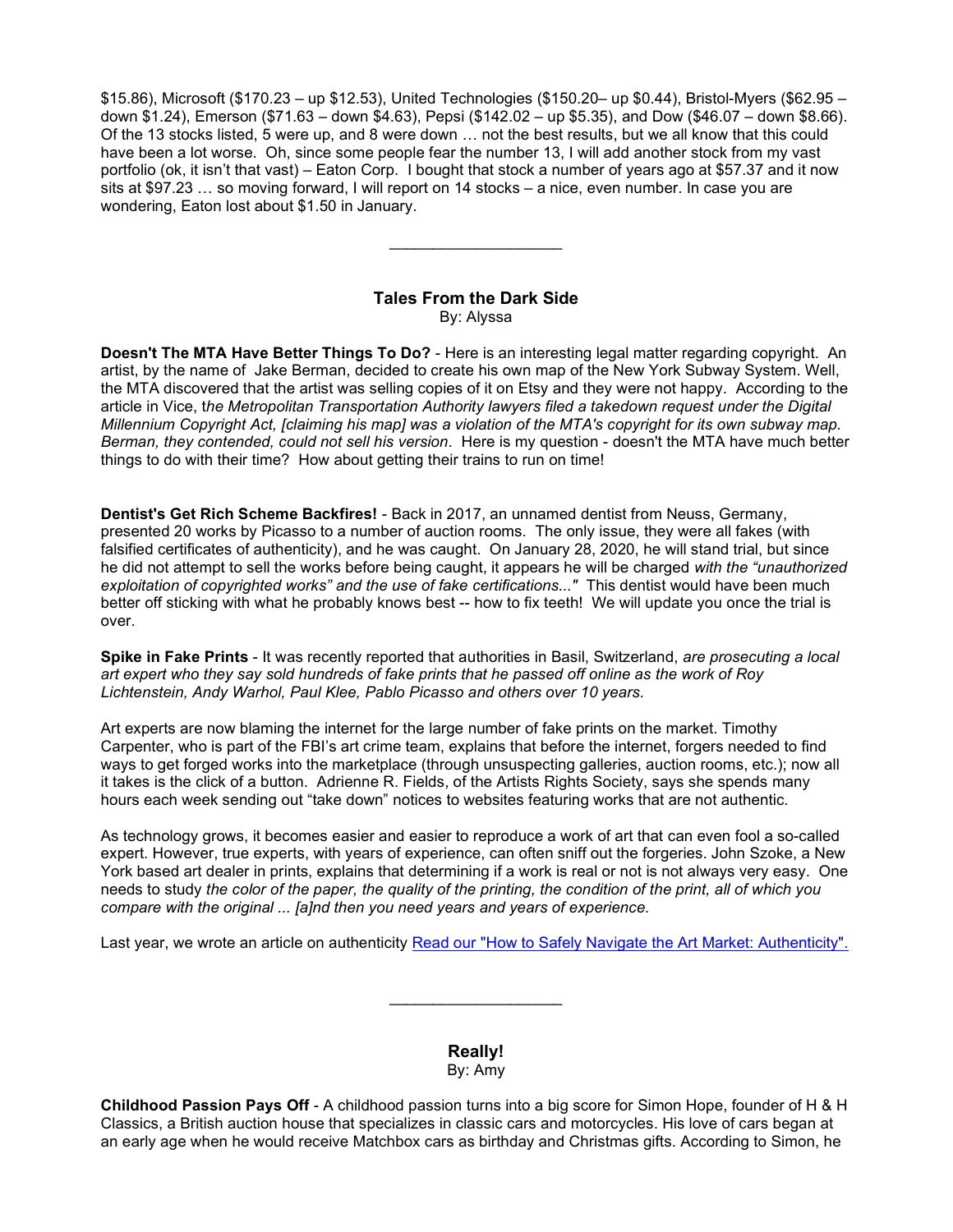$15.86), Microsoft ($170.23 – up $12.53), United Technologies ($150.20– up $0.44), Bristol-Myers ($62.95 – down $1.24), Emerson ($71.63 – down $4.63), Pepsi ($142.02 – up $5.35), and Dow ($46.07 – down $8.66). Of the 13 stocks listed, 5 were up, and 8 were down … not the best results, but we all know that this could have been a lot worse. Oh, since some people fear the number 13, I will add another stock from my vast portfolio (ok, it isn't that vast) – Eaton Corp. I bought that stock a number of years ago at $57.37 and it now sits at $97.23 … so moving forward, I will report on 14 stocks – a nice, even number. In case you are wondering, Eaton lost about $1.50 in January.

---

## Tales From the Dark Side

By: Alyssa

**Doesn't The MTA Have Better Things To Do?** - Here is an interesting legal matter regarding copyright. An artist, by the name of Jake Berman, decided to create his own map of the New York Subway System. Well, the MTA discovered that the artist was selling copies of it on Etsy and they were not happy. According to the article in Vice, t*he Metropolitan Transportation Authority lawyers filed a takedown request under the Digital Millennium Copyright Act, [claiming his map] was a violation of the MTA's copyright for its own subway map. Berman, they contended, could not sell his version*. Here is my question - doesn't the MTA have much better things to do with their time? How about getting their trains to run on time!

**Dentist's Get Rich Scheme Backfires!** - Back in 2017, an unnamed dentist from Neuss, Germany, presented 20 works by Picasso to a number of auction rooms. The only issue, they were all fakes (with falsified certificates of authenticity), and he was caught. On January 28, 2020, he will stand trial, but since he did not attempt to sell the works before being caught, it appears he will be charged *with the "unauthorized exploitation of copyrighted works" and the use of fake certifications..."* This dentist would have been much better off sticking with what he probably knows best -- how to fix teeth! We will update you once the trial is over.

**Spike in Fake Prints** - It was recently reported that authorities in Basil, Switzerland, *are prosecuting a local art expert who they say sold hundreds of fake prints that he passed off online as the work of Roy Lichtenstein, Andy Warhol, Paul Klee, Pablo Picasso and others over 10 years.*

Art experts are now blaming the internet for the large number of fake prints on the market. Timothy Carpenter, who is part of the FBI's art crime team, explains that before the internet, forgers needed to find ways to get forged works into the marketplace (through unsuspecting galleries, auction rooms, etc.); now all it takes is the click of a button. Adrienne R. Fields, of the Artists Rights Society, says she spends many hours each week sending out "take down" notices to websites featuring works that are not authentic.

As technology grows, it becomes easier and easier to reproduce a work of art that can even fool a so-called expert. However, true experts, with years of experience, can often sniff out the forgeries. John Szoke, a New York based art dealer in prints, explains that determining if a work is real or not is not always very easy. One needs to study *the color of the paper, the quality of the printing, the condition of the print, all of which you compare with the original ... [a]nd then you need years and years of experience.*

Last year, we wrote an article on authenticity Read our "How to Safely Navigate the Art Market: Authenticity".

---

## Really!

By: Amy

**Childhood Passion Pays Off** - A childhood passion turns into a big score for Simon Hope, founder of H & H Classics, a British auction house that specializes in classic cars and motorcycles. His love of cars began at an early age when he would receive Matchbox cars as birthday and Christmas gifts. According to Simon, he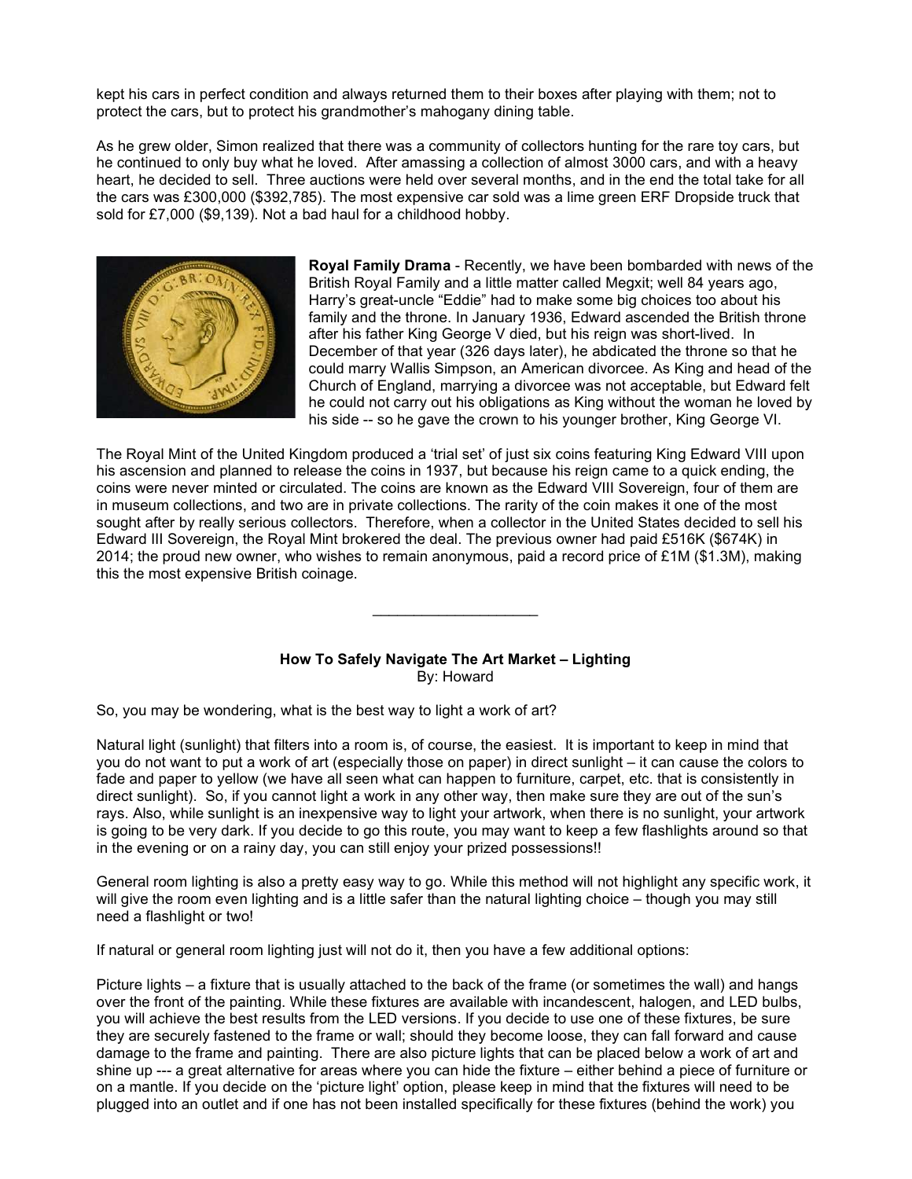kept his cars in perfect condition and always returned them to their boxes after playing with them; not to protect the cars, but to protect his grandmother's mahogany dining table.

As he grew older, Simon realized that there was a community of collectors hunting for the rare toy cars, but he continued to only buy what he loved. After amassing a collection of almost 3000 cars, and with a heavy heart, he decided to sell. Three auctions were held over several months, and in the end the total take for all the cars was £300,000 ($392,785). The most expensive car sold was a lime green ERF Dropside truck that sold for £7,000 ($9,139). Not a bad haul for a childhood hobby.

**Royal Family Drama** - Recently, we have been bombarded with news of the British Royal Family and a little matter called Megxit; well 84 years ago, Harry's great-uncle "Eddie" had to make some big choices too about his family and the throne. In January 1936, Edward ascended the British throne after his father King George V died, but his reign was short-lived. In December of that year (326 days later), he abdicated the throne so that he could marry Wallis Simpson, an American divorcee. As King and head of the Church of England, marrying a divorcee was not acceptable, but Edward felt he could not carry out his obligations as King without the woman he loved by his side -- so he gave the crown to his younger brother, King George VI.

The Royal Mint of the United Kingdom produced a 'trial set' of just six coins featuring King Edward VIII upon his ascension and planned to release the coins in 1937, but because his reign came to a quick ending, the coins were never minted or circulated. The coins are known as the Edward VIII Sovereign, four of them are in museum collections, and two are in private collections. The rarity of the coin makes it one of the most sought after by really serious collectors. Therefore, when a collector in the United States decided to sell his Edward III Sovereign, the Royal Mint brokered the deal. The previous owner had paid £516K ($674K) in 2014; the proud new owner, who wishes to remain anonymous, paid a record price of £1M ($1.3M), making this the most expensive British coinage.

---

**How To Safely Navigate The Art Market – Lighting**
By: Howard

So, you may be wondering, what is the best way to light a work of art?

Natural light (sunlight) that filters into a room is, of course, the easiest. It is important to keep in mind that you do not want to put a work of art (especially those on paper) in direct sunlight – it can cause the colors to fade and paper to yellow (we have all seen what can happen to furniture, carpet, etc. that is consistently in direct sunlight). So, if you cannot light a work in any other way, then make sure they are out of the sun's rays. Also, while sunlight is an inexpensive way to light your artwork, when there is no sunlight, your artwork is going to be very dark. If you decide to go this route, you may want to keep a few flashlights around so that in the evening or on a rainy day, you can still enjoy your prized possessions!!

General room lighting is also a pretty easy way to go. While this method will not highlight any specific work, it will give the room even lighting and is a little safer than the natural lighting choice – though you may still need a flashlight or two!

If natural or general room lighting just will not do it, then you have a few additional options:

Picture lights – a fixture that is usually attached to the back of the frame (or sometimes the wall) and hangs over the front of the painting. While these fixtures are available with incandescent, halogen, and LED bulbs, you will achieve the best results from the LED versions. If you decide to use one of these fixtures, be sure they are securely fastened to the frame or wall; should they become loose, they can fall forward and cause damage to the frame and painting. There are also picture lights that can be placed below a work of art and shine up --- a great alternative for areas where you can hide the fixture – either behind a piece of furniture or on a mantle. If you decide on the 'picture light' option, please keep in mind that the fixtures will need to be plugged into an outlet and if one has not been installed specifically for these fixtures (behind the work) you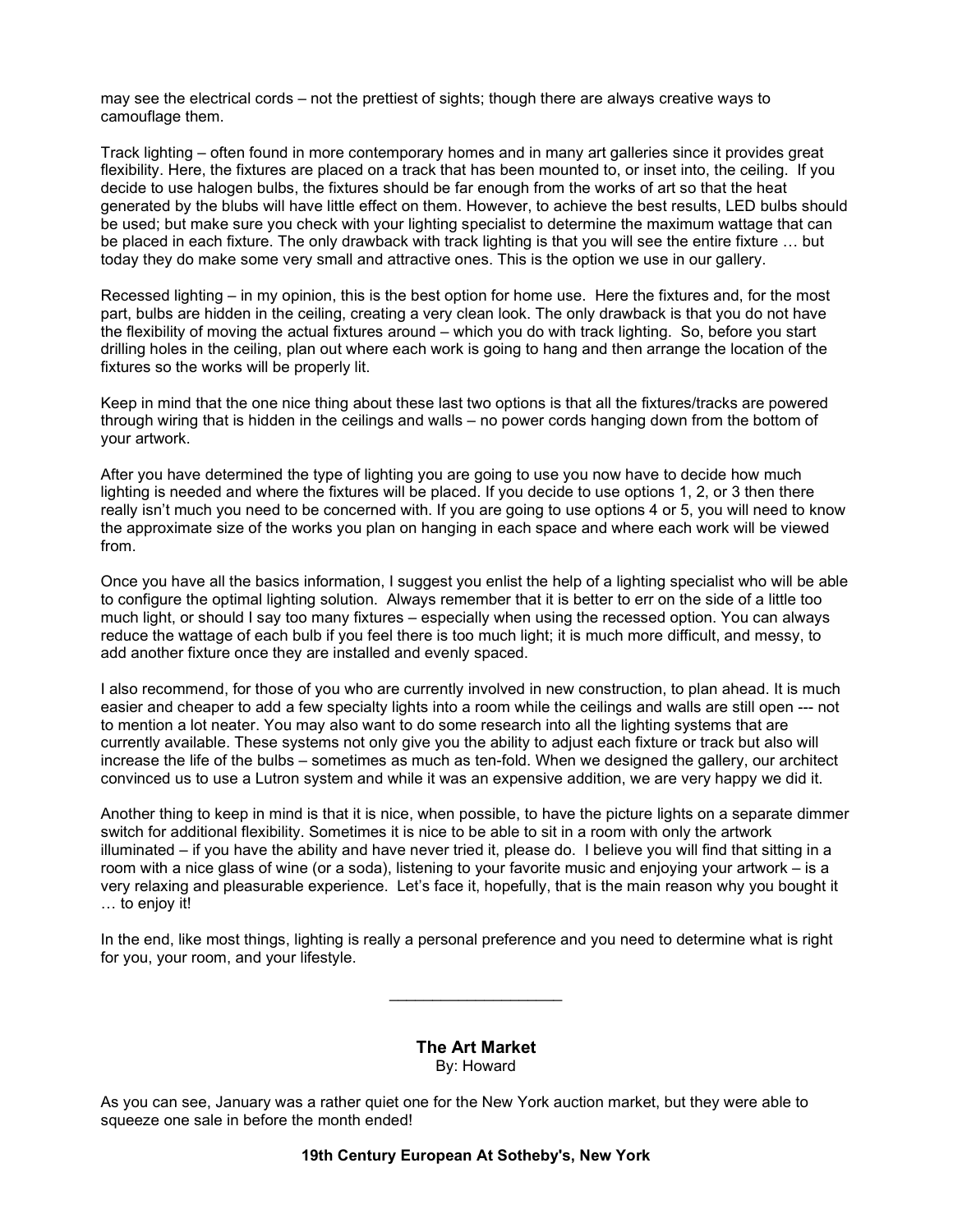may see the electrical cords – not the prettiest of sights; though there are always creative ways to camouflage them.

Track lighting – often found in more contemporary homes and in many art galleries since it provides great flexibility. Here, the fixtures are placed on a track that has been mounted to, or inset into, the ceiling. If you decide to use halogen bulbs, the fixtures should be far enough from the works of art so that the heat generated by the blubs will have little effect on them. However, to achieve the best results, LED bulbs should be used; but make sure you check with your lighting specialist to determine the maximum wattage that can be placed in each fixture. The only drawback with track lighting is that you will see the entire fixture … but today they do make some very small and attractive ones. This is the option we use in our gallery.

Recessed lighting – in my opinion, this is the best option for home use. Here the fixtures and, for the most part, bulbs are hidden in the ceiling, creating a very clean look. The only drawback is that you do not have the flexibility of moving the actual fixtures around – which you do with track lighting. So, before you start drilling holes in the ceiling, plan out where each work is going to hang and then arrange the location of the fixtures so the works will be properly lit.

Keep in mind that the one nice thing about these last two options is that all the fixtures/tracks are powered through wiring that is hidden in the ceilings and walls – no power cords hanging down from the bottom of your artwork.

After you have determined the type of lighting you are going to use you now have to decide how much lighting is needed and where the fixtures will be placed. If you decide to use options 1, 2, or 3 then there really isn't much you need to be concerned with. If you are going to use options 4 or 5, you will need to know the approximate size of the works you plan on hanging in each space and where each work will be viewed from.

Once you have all the basics information, I suggest you enlist the help of a lighting specialist who will be able to configure the optimal lighting solution. Always remember that it is better to err on the side of a little too much light, or should I say too many fixtures – especially when using the recessed option. You can always reduce the wattage of each bulb if you feel there is too much light; it is much more difficult, and messy, to add another fixture once they are installed and evenly spaced.

I also recommend, for those of you who are currently involved in new construction, to plan ahead. It is much easier and cheaper to add a few specialty lights into a room while the ceilings and walls are still open --- not to mention a lot neater. You may also want to do some research into all the lighting systems that are currently available. These systems not only give you the ability to adjust each fixture or track but also will increase the life of the bulbs – sometimes as much as ten-fold. When we designed the gallery, our architect convinced us to use a Lutron system and while it was an expensive addition, we are very happy we did it.

Another thing to keep in mind is that it is nice, when possible, to have the picture lights on a separate dimmer switch for additional flexibility. Sometimes it is nice to be able to sit in a room with only the artwork illuminated – if you have the ability and have never tried it, please do. I believe you will find that sitting in a room with a nice glass of wine (or a soda), listening to your favorite music and enjoying your artwork – is a very relaxing and pleasurable experience. Let's face it, hopefully, that is the main reason why you bought it … to enjoy it!

In the end, like most things, lighting is really a personal preference and you need to determine what is right for you, your room, and your lifestyle.

---

## The Art Market

By: Howard

As you can see, January was a rather quiet one for the New York auction market, but they were able to squeeze one sale in before the month ended!

**19th Century European At Sotheby's, New York**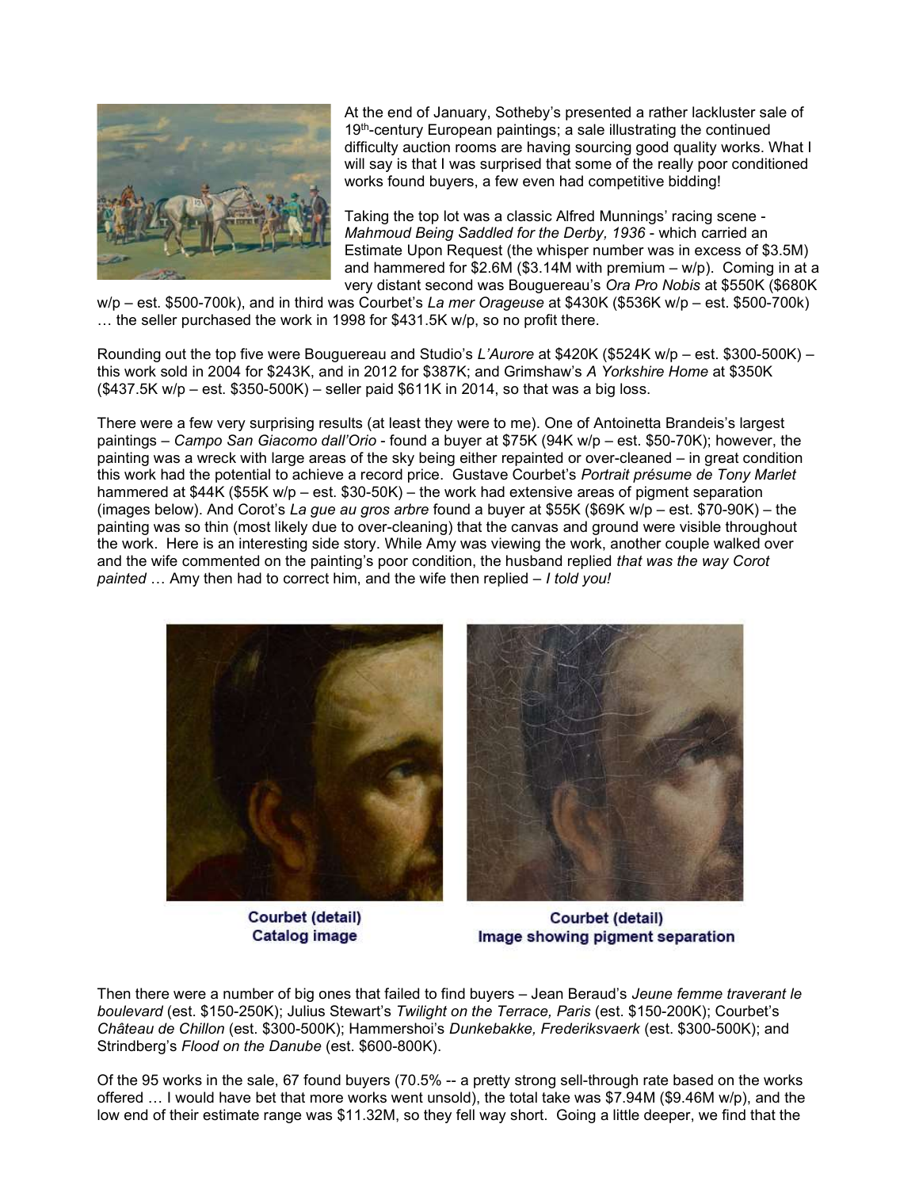At the end of January, Sotheby's presented a rather lackluster sale of 19th-century European paintings; a sale illustrating the continued difficulty auction rooms are having sourcing good quality works. What I will say is that I was surprised that some of the really poor conditioned works found buyers, a few even had competitive bidding!

Taking the top lot was a classic Alfred Munnings' racing scene - *Mahmoud Being Saddled for the Derby, 1936* - which carried an Estimate Upon Request (the whisper number was in excess of $3.5M) and hammered for $2.6M ($3.14M with premium – w/p). Coming in at a very distant second was Bouguereau's *Ora Pro Nobis* at $550K ($680K w/p – est. $500-700k), and in third was Courbet's *La mer Orageuse* at $430K ($536K w/p – est. $500-700k) … the seller purchased the work in 1998 for $431.5K w/p, so no profit there.

Rounding out the top five were Bouguereau and Studio's *L'Aurore* at $420K ($524K w/p – est. $300-500K) – this work sold in 2004 for $243K, and in 2012 for $387K; and Grimshaw's *A Yorkshire Home* at $350K ($437.5K w/p – est. $350-500K) – seller paid $611K in 2014, so that was a big loss.

There were a few very surprising results (at least they were to me). One of Antoinetta Brandeis's largest paintings – *Campo San Giacomo dall'Orio* - found a buyer at $75K (94K w/p – est. $50-70K); however, the painting was a wreck with large areas of the sky being either repainted or over-cleaned – in great condition this work had the potential to achieve a record price. Gustave Courbet's *Portrait présume de Tony Marlet* hammered at $44K ($55K w/p – est. $30-50K) – the work had extensive areas of pigment separation (images below). And Corot's *La gue au gros arbre* found a buyer at $55K ($69K w/p – est. $70-90K) – the painting was so thin (most likely due to over-cleaning) that the canvas and ground were visible throughout the work. Here is an interesting side story. While Amy was viewing the work, another couple walked over and the wife commented on the painting's poor condition, the husband replied *that was the way Corot painted* … Amy then had to correct him, and the wife then replied – *I told you!*

**Courbet (detail)**
**Catalog image**

**Courbet (detail)**
**Image showing pigment separation**

Then there were a number of big ones that failed to find buyers – Jean Beraud's *Jeune femme traverant le boulevard* (est. $150-250K); Julius Stewart's *Twilight on the Terrace, Paris* (est. $150-200K); Courbet's *Château de Chillon* (est. $300-500K); Hammershoi's *Dunkebakke, Frederiksvaerk* (est. $300-500K); and Strindberg's *Flood on the Danube* (est. $600-800K).

Of the 95 works in the sale, 67 found buyers (70.5% -- a pretty strong sell-through rate based on the works offered … I would have bet that more works went unsold), the total take was $7.94M ($9.46M w/p), and the low end of their estimate range was $11.32M, so they fell way short. Going a little deeper, we find that the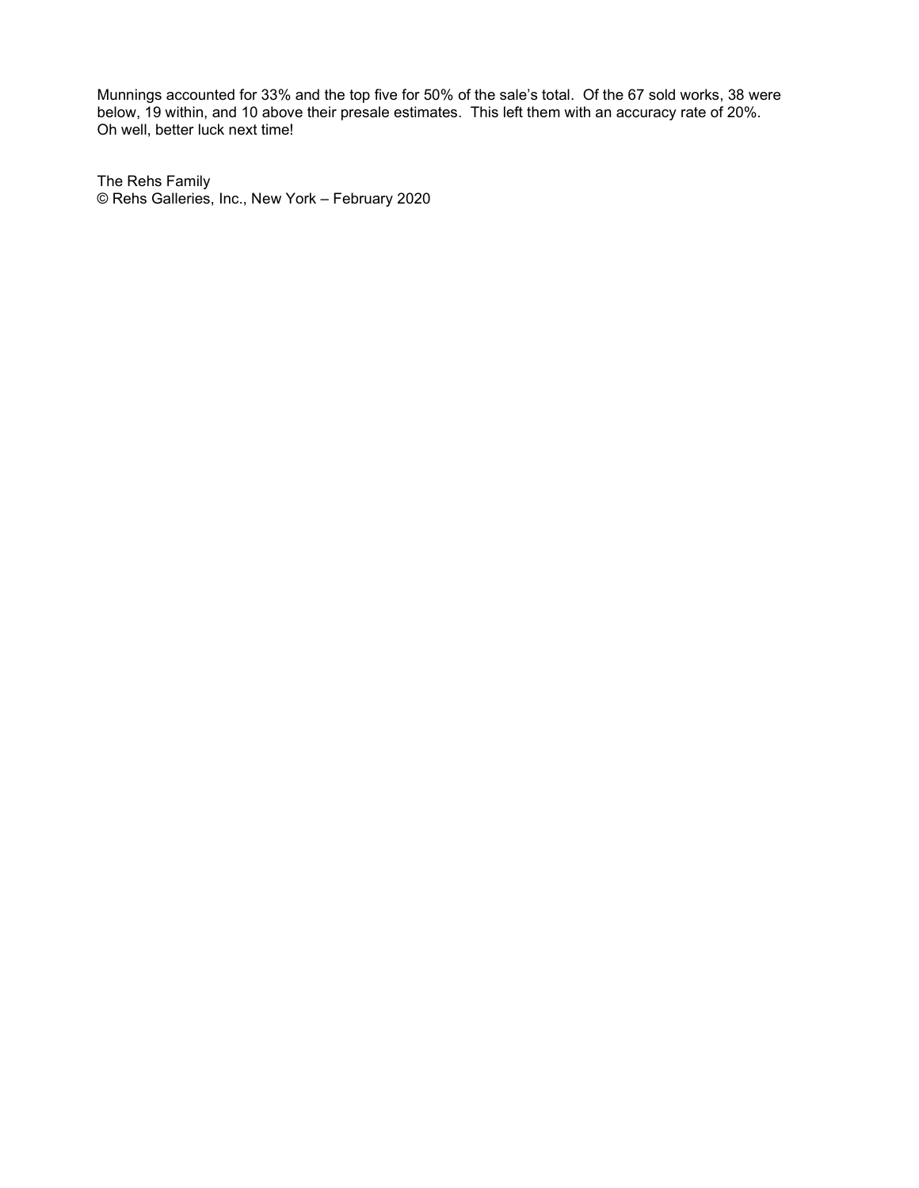Munnings accounted for 33% and the top five for 50% of the sale's total. Of the 67 sold works, 38 were below, 19 within, and 10 above their presale estimates. This left them with an accuracy rate of 20%. Oh well, better luck next time!

The Rehs Family
© Rehs Galleries, Inc., New York – February 2020